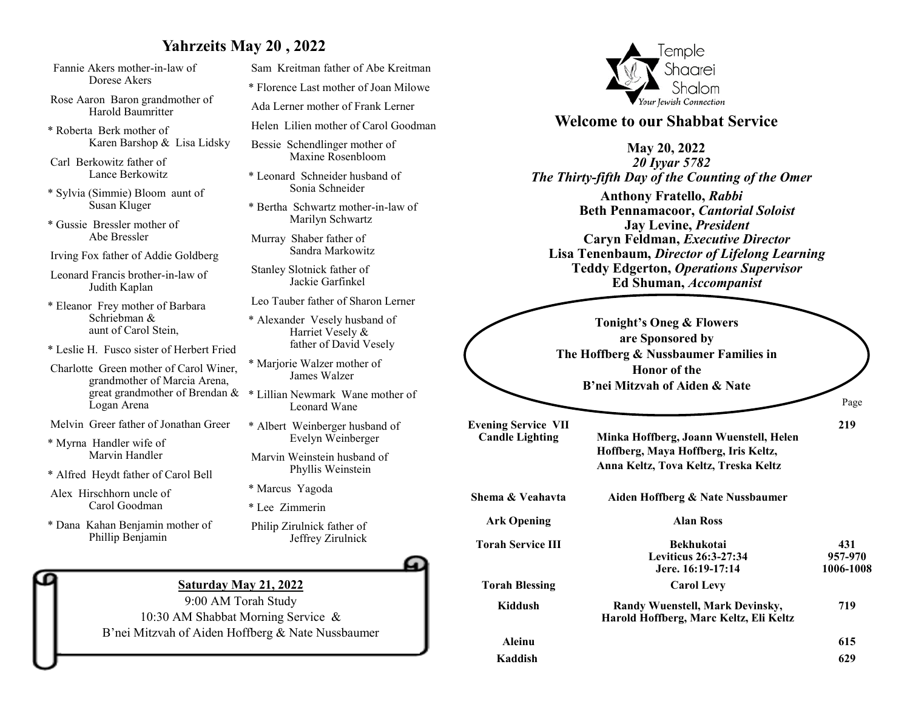## Yahrzeits May 20 , 2022

Fannie Akers mother-in-law of Dorese Akers

Rose Aaron Baron grandmother of Harold Baumritter

* Roberta Berk mother of Karen Barshop & Lisa Lidsky

Carl Berkowitz father of Lance Berkowitz

* Sylvia (Simmie) Bloom aunt of Susan Kluger

* Gussie Bressler mother of Abe Bressler

Irving Fox father of Addie Goldberg

Leonard Francis brother-in-law of Judith Kaplan

* Eleanor Frey mother of Barbara Schriebman & aunt of Carol Stein,

* Leslie H. Fusco sister of Herbert Fried

Charlotte Green mother of Carol Winer, grandmother of Marcia Arena, great grandmother of Brendan & Logan Arena

Melvin Greer father of Jonathan Greer

* Myrna Handler wife of Marvin Handler

* Alfred Heydt father of Carol Bell

Alex Hirschhorn uncle of Carol Goodman

* Dana Kahan Benjamin mother of Phillip Benjamin

Sam Kreitman father of Abe Kreitman

* Florence Last mother of Joan Milowe

Ada Lerner mother of Frank Lerner

Helen Lilien mother of Carol Goodman

Bessie Schendlinger mother of Maxine Rosenbloom

* Leonard Schneider husband of Sonia Schneider

* Bertha Schwartz mother-in-law of Marilyn Schwartz

Murray Shaber father of Sandra Markowitz

Stanley Slotnick father of Jackie Garfinkel

Leo Tauber father of Sharon Lerner

* Alexander Vesely husband of Harriet Vesely & father of David Vesely

* Marjorie Walzer mother of James Walzer

* Lillian Newmark Wane mother of Leonard Wane

* Albert Weinberger husband of Evelyn Weinberger

Marvin Weinstein husband of Phyllis Weinstein

* Marcus Yagoda

* Lee Zimmerin

Philip Zirulnick father of Jeffrey Zirulnick

**Saturday May 21, 2022**

9:00 AM Torah Study

10:30 AM Shabbat Morning Service &

B'nei Mitzvah of Aiden Hoffberg & Nate Nussbaumer

Temple Shaarei Shalom
*Your Jewish Connection*

## Welcome to our Shabbat Service

**May 20, 2022**
***20 Iyyar 5782***
***The Thirty-fifth Day of the Counting of the Omer***

**Anthony Fratello, *Rabbi***
**Beth Pennamacoor, *Cantorial Soloist***
**Jay Levine, *President***
**Caryn Feldman, *Executive Director***
**Lisa Tenenbaum, *Director of Lifelong Learning***
**Teddy Edgerton, *Operations Supervisor***
**Ed Shuman, *Accompanist***

**Tonight's Oneg & Flowers are Sponsored by The Hoffberg & Nussbaumer Families in Honor of the B'nei Mitzvah of Aiden & Nate**

| | | Page |
|---|---|---|
| **Evening Service VII** | | **219** |
| **Candle Lighting** | **Minka Hoffberg, Joann Wuenstell, Helen Hoffberg, Maya Hoffberg, Iris Keltz, Anna Keltz, Tova Keltz, Treska Keltz** | |
| **Shema & Veahavta** | **Aiden Hoffberg & Nate Nussbaumer** | |
| **Ark Opening** | **Alan Ross** | |
| **Torah Service III** | **Bekhukotai** | **431** |
| | **Leviticus 26:3-27:34** | **957-970** |
| | **Jere. 16:19-17:14** | **1006-1008** |
| **Torah Blessing** | **Carol Levy** | |
| **Kiddush** | **Randy Wuenstell, Mark Devinsky, Harold Hoffberg, Marc Keltz, Eli Keltz** | **719** |
| **Aleinu** | | **615** |
| **Kaddish** | | **629** |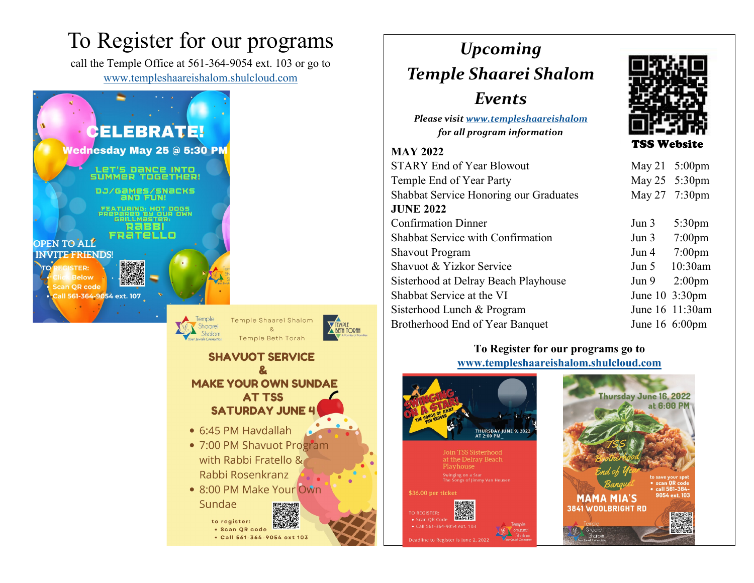# To Register for our programs

call the Temple Office at 561-364-9054 ext. 103 or go to www.templeshaareishalom.shulcloud.com

**CELEBRATE!**

**Wednesday May 25 @ 5:30 PM**

LET'S DANCE INTO SUMMER TOGETHER!

DJ/GAMES/SNACKS AND FUN!

FEATURING: HOT DOGS PREPARED BY OUR OWN GRILLMASTER: RABBI FRATELLO

OPEN TO ALL INVITE FRIENDS!

TO REGISTER:
- Click Below
- Scan QR code
- Call 561-364-9054 ext. 107

Temple Shaarei Shalom & Temple Beth Torah

**SHAVUOT SERVICE & MAKE YOUR OWN SUNDAE AT TSS SATURDAY JUNE 4**

- 6:45 PM Havdallah
- 7:00 PM Shavuot Program with Rabbi Fratello & Rabbi Rosenkranz
- 8:00 PM Make Your Own Sundae

to register:
- Scan QR code
- Call 561-364-9054 ext 103

## *Upcoming Temple Shaarei Shalom Events*

***Please visit www.templeshaareishalom for all program information***

**TSS Website**

| | | |
|---|---|---|
| **MAY 2022** | | |
| STARY End of Year Blowout | May 21 | 5:00pm |
| Temple End of Year Party | May 25 | 5:30pm |
| Shabbat Service Honoring our Graduates | May 27 | 7:30pm |
| **JUNE 2022** | | |
| Confirmation Dinner | Jun 3 | 5:30pm |
| Shabbat Service with Confirmation | Jun 3 | 7:00pm |
| Shavout Program | Jun 4 | 7:00pm |
| Shavuot & Yizkor Service | Jun 5 | 10:30am |
| Sisterhood at Delray Beach Playhouse | Jun 9 | 2:00pm |
| Shabbat Service at the VI | June 10 | 3:30pm |
| Sisterhood Lunch & Program | June 16 | 11:30am |
| Brotherhood End of Year Banquet | June 16 | 6:00pm |

**To Register for our programs go to www.templeshaareishalom.shulcloud.com**

SWINGING ON A STAR! THE SONGS OF JIMMY VAN HEUSEN

THURSDAY JUNE 9, 2022 AT 2:00 PM

Join TSS Sisterhood at the Delray Beach Playhouse

Swinging on a Star
The Songs of Jimmy Van Heusen

$36.00 per ticket

TO REGISTER:
- Scan QR Code
- Call 561-364-9054 ext. 103

Deadline to Register is June 2, 2022

Thursday June 16, 2022 at 6:00 PM

TSS Brotherhood End of Year Banquet

to save your spot
- scan QR code
- call 561-364-9054 ext. 103

MAMA MIA'S
3841 WOOLBRIGHT RD